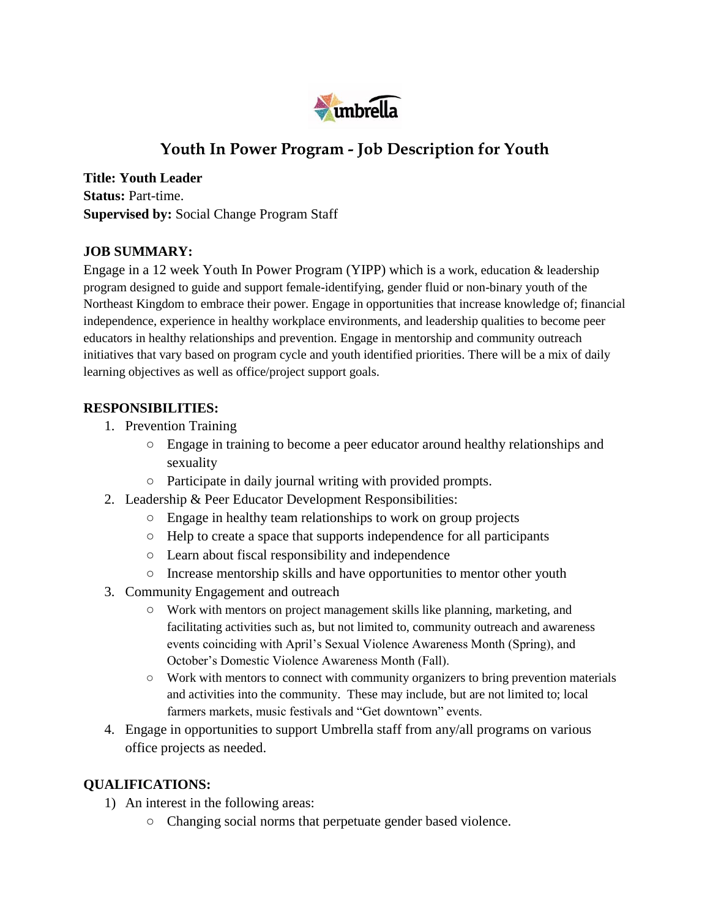umbrella

# Youth In Power Program - Job Description for Youth

**Title: Youth Leader**
**Status:** Part-time.
**Supervised by:** Social Change Program Staff

**JOB SUMMARY:**

Engage in a 12 week Youth In Power Program (YIPP) which is a work, education & leadership program designed to guide and support female-identifying, gender fluid or non-binary youth of the Northeast Kingdom to embrace their power. Engage in opportunities that increase knowledge of; financial independence, experience in healthy workplace environments, and leadership qualities to become peer educators in healthy relationships and prevention. Engage in mentorship and community outreach initiatives that vary based on program cycle and youth identified priorities. There will be a mix of daily learning objectives as well as office/project support goals.

**RESPONSIBILITIES:**

1. Prevention Training
   - Engage in training to become a peer educator around healthy relationships and sexuality
   - Participate in daily journal writing with provided prompts.
2. Leadership & Peer Educator Development Responsibilities:
   - Engage in healthy team relationships to work on group projects
   - Help to create a space that supports independence for all participants
   - Learn about fiscal responsibility and independence
   - Increase mentorship skills and have opportunities to mentor other youth
3. Community Engagement and outreach
   - Work with mentors on project management skills like planning, marketing, and facilitating activities such as, but not limited to, community outreach and awareness events coinciding with April's Sexual Violence Awareness Month (Spring), and October's Domestic Violence Awareness Month (Fall).
   - Work with mentors to connect with community organizers to bring prevention materials and activities into the community. These may include, but are not limited to; local farmers markets, music festivals and "Get downtown" events.
4. Engage in opportunities to support Umbrella staff from any/all programs on various office projects as needed.

**QUALIFICATIONS:**

1) An interest in the following areas:
   - Changing social norms that perpetuate gender based violence.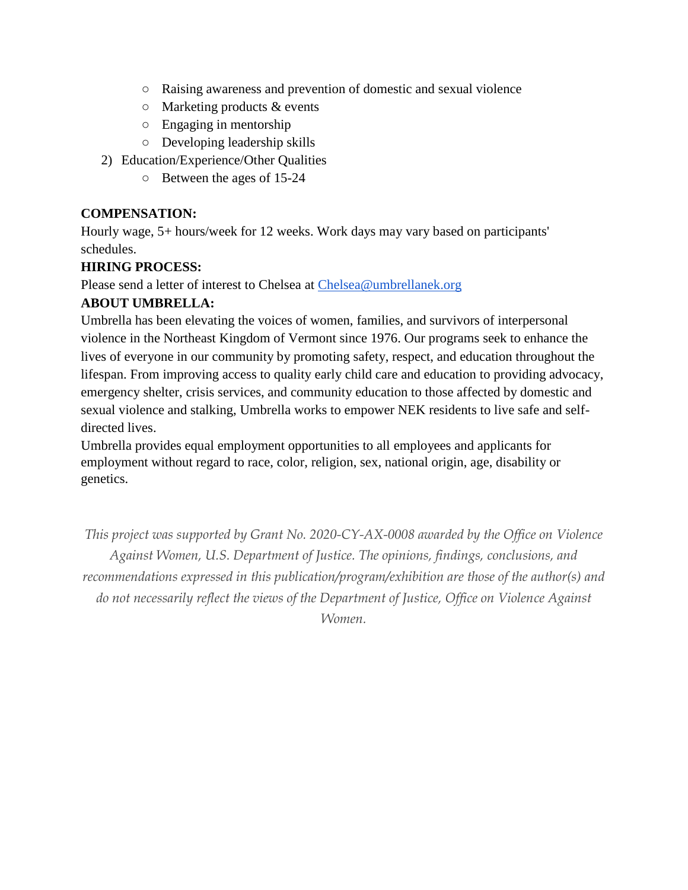- Raising awareness and prevention of domestic and sexual violence
   - Marketing products & events
   - Engaging in mentorship
   - Developing leadership skills

2) Education/Experience/Other Qualities
   - Between the ages of 15-24

**COMPENSATION:**

Hourly wage, 5+ hours/week for 12 weeks. Work days may vary based on participants' schedules.

**HIRING PROCESS:**

Please send a letter of interest to Chelsea at [Chelsea@umbrellanek.org](mailto:Chelsea@umbrellanek.org)

**ABOUT UMBRELLA:**

Umbrella has been elevating the voices of women, families, and survivors of interpersonal violence in the Northeast Kingdom of Vermont since 1976. Our programs seek to enhance the lives of everyone in our community by promoting safety, respect, and education throughout the lifespan. From improving access to quality early child care and education to providing advocacy, emergency shelter, crisis services, and community education to those affected by domestic and sexual violence and stalking, Umbrella works to empower NEK residents to live safe and self-directed lives.

Umbrella provides equal employment opportunities to all employees and applicants for employment without regard to race, color, religion, sex, national origin, age, disability or genetics.

*This project was supported by Grant No. 2020-CY-AX-0008 awarded by the Office on Violence Against Women, U.S. Department of Justice. The opinions, findings, conclusions, and recommendations expressed in this publication/program/exhibition are those of the author(s) and do not necessarily reflect the views of the Department of Justice, Office on Violence Against Women.*